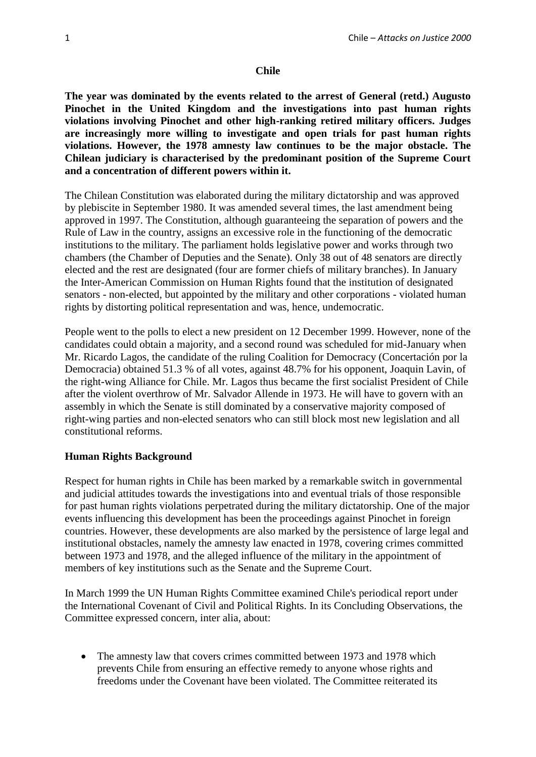**Chile**

**The year was dominated by the events related to the arrest of General (retd.) Augusto Pinochet in the United Kingdom and the investigations into past human rights violations involving Pinochet and other high-ranking retired military officers. Judges are increasingly more willing to investigate and open trials for past human rights violations. However, the 1978 amnesty law continues to be the major obstacle. The Chilean judiciary is characterised by the predominant position of the Supreme Court and a concentration of different powers within it.**

The Chilean Constitution was elaborated during the military dictatorship and was approved by plebiscite in September 1980. It was amended several times, the last amendment being approved in 1997. The Constitution, although guaranteeing the separation of powers and the Rule of Law in the country, assigns an excessive role in the functioning of the democratic institutions to the military. The parliament holds legislative power and works through two chambers (the Chamber of Deputies and the Senate). Only 38 out of 48 senators are directly elected and the rest are designated (four are former chiefs of military branches). In January the Inter-American Commission on Human Rights found that the institution of designated senators - non-elected, but appointed by the military and other corporations - violated human rights by distorting political representation and was, hence, undemocratic.

People went to the polls to elect a new president on 12 December 1999. However, none of the candidates could obtain a majority, and a second round was scheduled for mid-January when Mr. Ricardo Lagos, the candidate of the ruling Coalition for Democracy (Concertación por la Democracia) obtained 51.3 % of all votes, against 48.7% for his opponent, Joaquin Lavin, of the right-wing Alliance for Chile. Mr. Lagos thus became the first socialist President of Chile after the violent overthrow of Mr. Salvador Allende in 1973. He will have to govern with an assembly in which the Senate is still dominated by a conservative majority composed of right-wing parties and non-elected senators who can still block most new legislation and all constitutional reforms.

**Human Rights Background**

Respect for human rights in Chile has been marked by a remarkable switch in governmental and judicial attitudes towards the investigations into and eventual trials of those responsible for past human rights violations perpetrated during the military dictatorship. One of the major events influencing this development has been the proceedings against Pinochet in foreign countries. However, these developments are also marked by the persistence of large legal and institutional obstacles, namely the amnesty law enacted in 1978, covering crimes committed between 1973 and 1978, and the alleged influence of the military in the appointment of members of key institutions such as the Senate and the Supreme Court.

In March 1999 the UN Human Rights Committee examined Chile's periodical report under the International Covenant of Civil and Political Rights. In its Concluding Observations, the Committee expressed concern, inter alia, about:

- The amnesty law that covers crimes committed between 1973 and 1978 which prevents Chile from ensuring an effective remedy to anyone whose rights and freedoms under the Covenant have been violated. The Committee reiterated its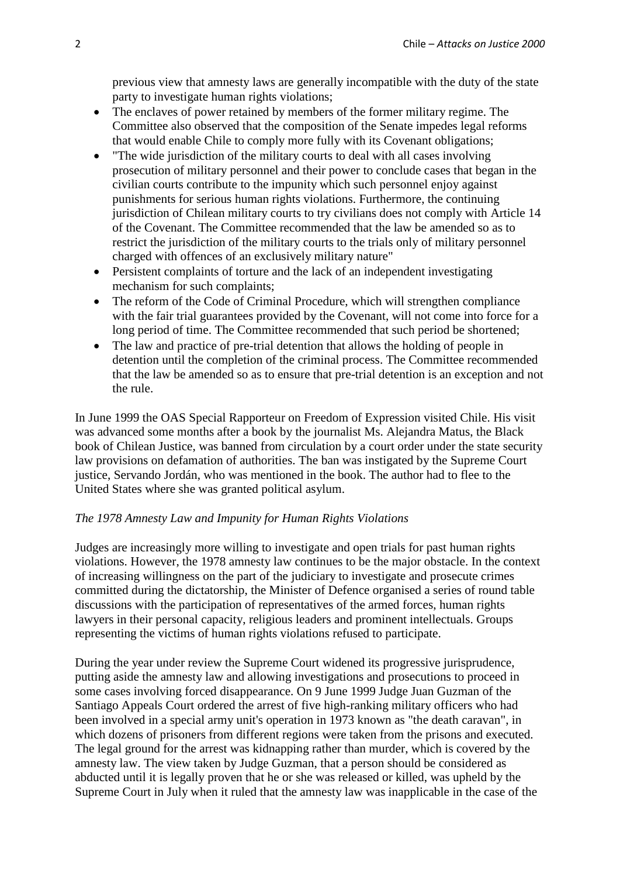previous view that amnesty laws are generally incompatible with the duty of the state party to investigate human rights violations;

- The enclaves of power retained by members of the former military regime. The Committee also observed that the composition of the Senate impedes legal reforms that would enable Chile to comply more fully with its Covenant obligations;
- "The wide jurisdiction of the military courts to deal with all cases involving prosecution of military personnel and their power to conclude cases that began in the civilian courts contribute to the impunity which such personnel enjoy against punishments for serious human rights violations. Furthermore, the continuing jurisdiction of Chilean military courts to try civilians does not comply with Article 14 of the Covenant. The Committee recommended that the law be amended so as to restrict the jurisdiction of the military courts to the trials only of military personnel charged with offences of an exclusively military nature"
- Persistent complaints of torture and the lack of an independent investigating mechanism for such complaints;
- The reform of the Code of Criminal Procedure, which will strengthen compliance with the fair trial guarantees provided by the Covenant, will not come into force for a long period of time. The Committee recommended that such period be shortened;
- The law and practice of pre-trial detention that allows the holding of people in detention until the completion of the criminal process. The Committee recommended that the law be amended so as to ensure that pre-trial detention is an exception and not the rule.

In June 1999 the OAS Special Rapporteur on Freedom of Expression visited Chile. His visit was advanced some months after a book by the journalist Ms. Alejandra Matus, the Black book of Chilean Justice, was banned from circulation by a court order under the state security law provisions on defamation of authorities. The ban was instigated by the Supreme Court justice, Servando Jordán, who was mentioned in the book. The author had to flee to the United States where she was granted political asylum.

*The 1978 Amnesty Law and Impunity for Human Rights Violations*

Judges are increasingly more willing to investigate and open trials for past human rights violations. However, the 1978 amnesty law continues to be the major obstacle. In the context of increasing willingness on the part of the judiciary to investigate and prosecute crimes committed during the dictatorship, the Minister of Defence organised a series of round table discussions with the participation of representatives of the armed forces, human rights lawyers in their personal capacity, religious leaders and prominent intellectuals. Groups representing the victims of human rights violations refused to participate.

During the year under review the Supreme Court widened its progressive jurisprudence, putting aside the amnesty law and allowing investigations and prosecutions to proceed in some cases involving forced disappearance. On 9 June 1999 Judge Juan Guzman of the Santiago Appeals Court ordered the arrest of five high-ranking military officers who had been involved in a special army unit's operation in 1973 known as "the death caravan", in which dozens of prisoners from different regions were taken from the prisons and executed. The legal ground for the arrest was kidnapping rather than murder, which is covered by the amnesty law. The view taken by Judge Guzman, that a person should be considered as abducted until it is legally proven that he or she was released or killed, was upheld by the Supreme Court in July when it ruled that the amnesty law was inapplicable in the case of the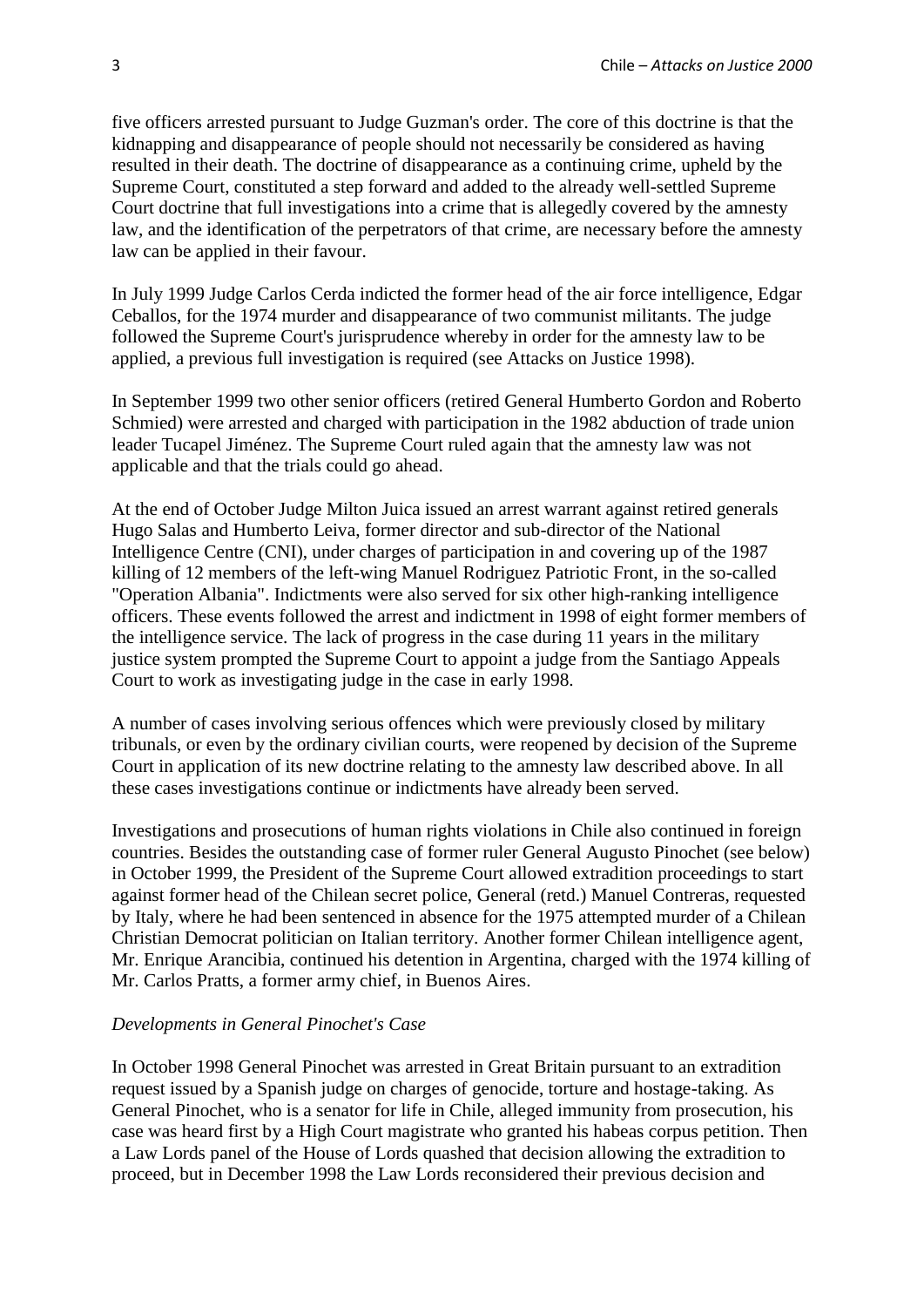five officers arrested pursuant to Judge Guzman's order. The core of this doctrine is that the kidnapping and disappearance of people should not necessarily be considered as having resulted in their death. The doctrine of disappearance as a continuing crime, upheld by the Supreme Court, constituted a step forward and added to the already well-settled Supreme Court doctrine that full investigations into a crime that is allegedly covered by the amnesty law, and the identification of the perpetrators of that crime, are necessary before the amnesty law can be applied in their favour.

In July 1999 Judge Carlos Cerda indicted the former head of the air force intelligence, Edgar Ceballos, for the 1974 murder and disappearance of two communist militants. The judge followed the Supreme Court's jurisprudence whereby in order for the amnesty law to be applied, a previous full investigation is required (see Attacks on Justice 1998).

In September 1999 two other senior officers (retired General Humberto Gordon and Roberto Schmied) were arrested and charged with participation in the 1982 abduction of trade union leader Tucapel Jiménez. The Supreme Court ruled again that the amnesty law was not applicable and that the trials could go ahead.

At the end of October Judge Milton Juica issued an arrest warrant against retired generals Hugo Salas and Humberto Leiva, former director and sub-director of the National Intelligence Centre (CNI), under charges of participation in and covering up of the 1987 killing of 12 members of the left-wing Manuel Rodriguez Patriotic Front, in the so-called "Operation Albania". Indictments were also served for six other high-ranking intelligence officers. These events followed the arrest and indictment in 1998 of eight former members of the intelligence service. The lack of progress in the case during 11 years in the military justice system prompted the Supreme Court to appoint a judge from the Santiago Appeals Court to work as investigating judge in the case in early 1998.

A number of cases involving serious offences which were previously closed by military tribunals, or even by the ordinary civilian courts, were reopened by decision of the Supreme Court in application of its new doctrine relating to the amnesty law described above. In all these cases investigations continue or indictments have already been served.

Investigations and prosecutions of human rights violations in Chile also continued in foreign countries. Besides the outstanding case of former ruler General Augusto Pinochet (see below) in October 1999, the President of the Supreme Court allowed extradition proceedings to start against former head of the Chilean secret police, General (retd.) Manuel Contreras, requested by Italy, where he had been sentenced in absence for the 1975 attempted murder of a Chilean Christian Democrat politician on Italian territory. Another former Chilean intelligence agent, Mr. Enrique Arancibia, continued his detention in Argentina, charged with the 1974 killing of Mr. Carlos Pratts, a former army chief, in Buenos Aires.

*Developments in General Pinochet's Case*

In October 1998 General Pinochet was arrested in Great Britain pursuant to an extradition request issued by a Spanish judge on charges of genocide, torture and hostage-taking. As General Pinochet, who is a senator for life in Chile, alleged immunity from prosecution, his case was heard first by a High Court magistrate who granted his habeas corpus petition. Then a Law Lords panel of the House of Lords quashed that decision allowing the extradition to proceed, but in December 1998 the Law Lords reconsidered their previous decision and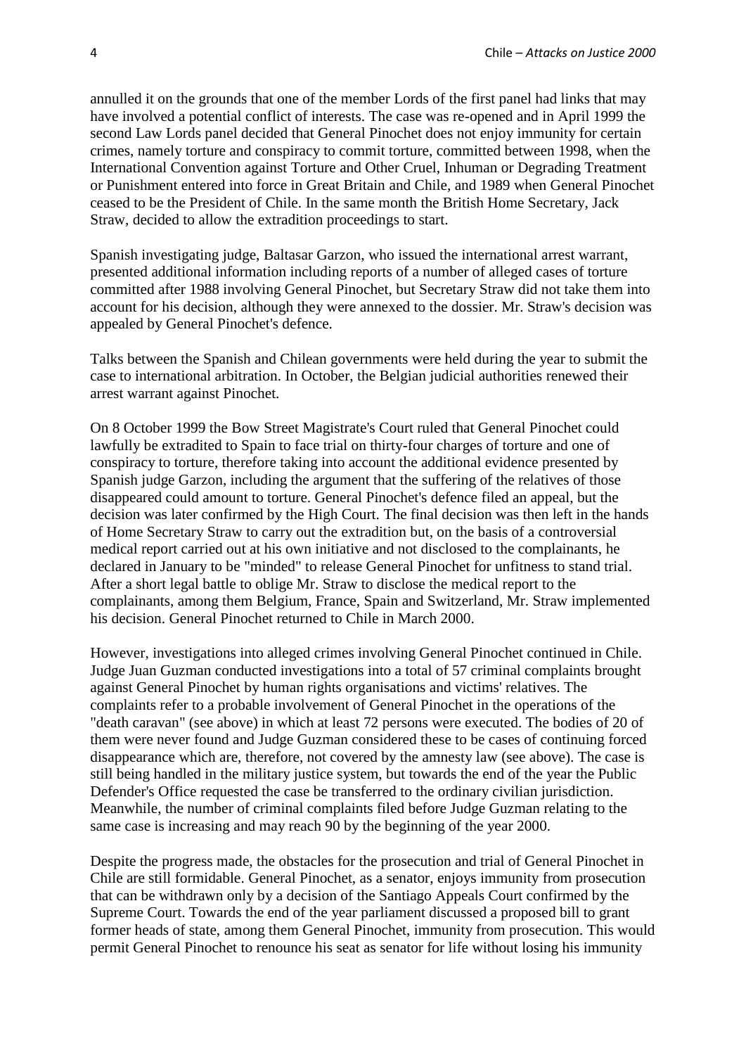annulled it on the grounds that one of the member Lords of the first panel had links that may have involved a potential conflict of interests. The case was re-opened and in April 1999 the second Law Lords panel decided that General Pinochet does not enjoy immunity for certain crimes, namely torture and conspiracy to commit torture, committed between 1998, when the International Convention against Torture and Other Cruel, Inhuman or Degrading Treatment or Punishment entered into force in Great Britain and Chile, and 1989 when General Pinochet ceased to be the President of Chile. In the same month the British Home Secretary, Jack Straw, decided to allow the extradition proceedings to start.

Spanish investigating judge, Baltasar Garzon, who issued the international arrest warrant, presented additional information including reports of a number of alleged cases of torture committed after 1988 involving General Pinochet, but Secretary Straw did not take them into account for his decision, although they were annexed to the dossier. Mr. Straw's decision was appealed by General Pinochet's defence.

Talks between the Spanish and Chilean governments were held during the year to submit the case to international arbitration. In October, the Belgian judicial authorities renewed their arrest warrant against Pinochet.

On 8 October 1999 the Bow Street Magistrate's Court ruled that General Pinochet could lawfully be extradited to Spain to face trial on thirty-four charges of torture and one of conspiracy to torture, therefore taking into account the additional evidence presented by Spanish judge Garzon, including the argument that the suffering of the relatives of those disappeared could amount to torture. General Pinochet's defence filed an appeal, but the decision was later confirmed by the High Court. The final decision was then left in the hands of Home Secretary Straw to carry out the extradition but, on the basis of a controversial medical report carried out at his own initiative and not disclosed to the complainants, he declared in January to be "minded" to release General Pinochet for unfitness to stand trial. After a short legal battle to oblige Mr. Straw to disclose the medical report to the complainants, among them Belgium, France, Spain and Switzerland, Mr. Straw implemented his decision. General Pinochet returned to Chile in March 2000.

However, investigations into alleged crimes involving General Pinochet continued in Chile. Judge Juan Guzman conducted investigations into a total of 57 criminal complaints brought against General Pinochet by human rights organisations and victims' relatives. The complaints refer to a probable involvement of General Pinochet in the operations of the "death caravan" (see above) in which at least 72 persons were executed. The bodies of 20 of them were never found and Judge Guzman considered these to be cases of continuing forced disappearance which are, therefore, not covered by the amnesty law (see above). The case is still being handled in the military justice system, but towards the end of the year the Public Defender's Office requested the case be transferred to the ordinary civilian jurisdiction. Meanwhile, the number of criminal complaints filed before Judge Guzman relating to the same case is increasing and may reach 90 by the beginning of the year 2000.

Despite the progress made, the obstacles for the prosecution and trial of General Pinochet in Chile are still formidable. General Pinochet, as a senator, enjoys immunity from prosecution that can be withdrawn only by a decision of the Santiago Appeals Court confirmed by the Supreme Court. Towards the end of the year parliament discussed a proposed bill to grant former heads of state, among them General Pinochet, immunity from prosecution. This would permit General Pinochet to renounce his seat as senator for life without losing his immunity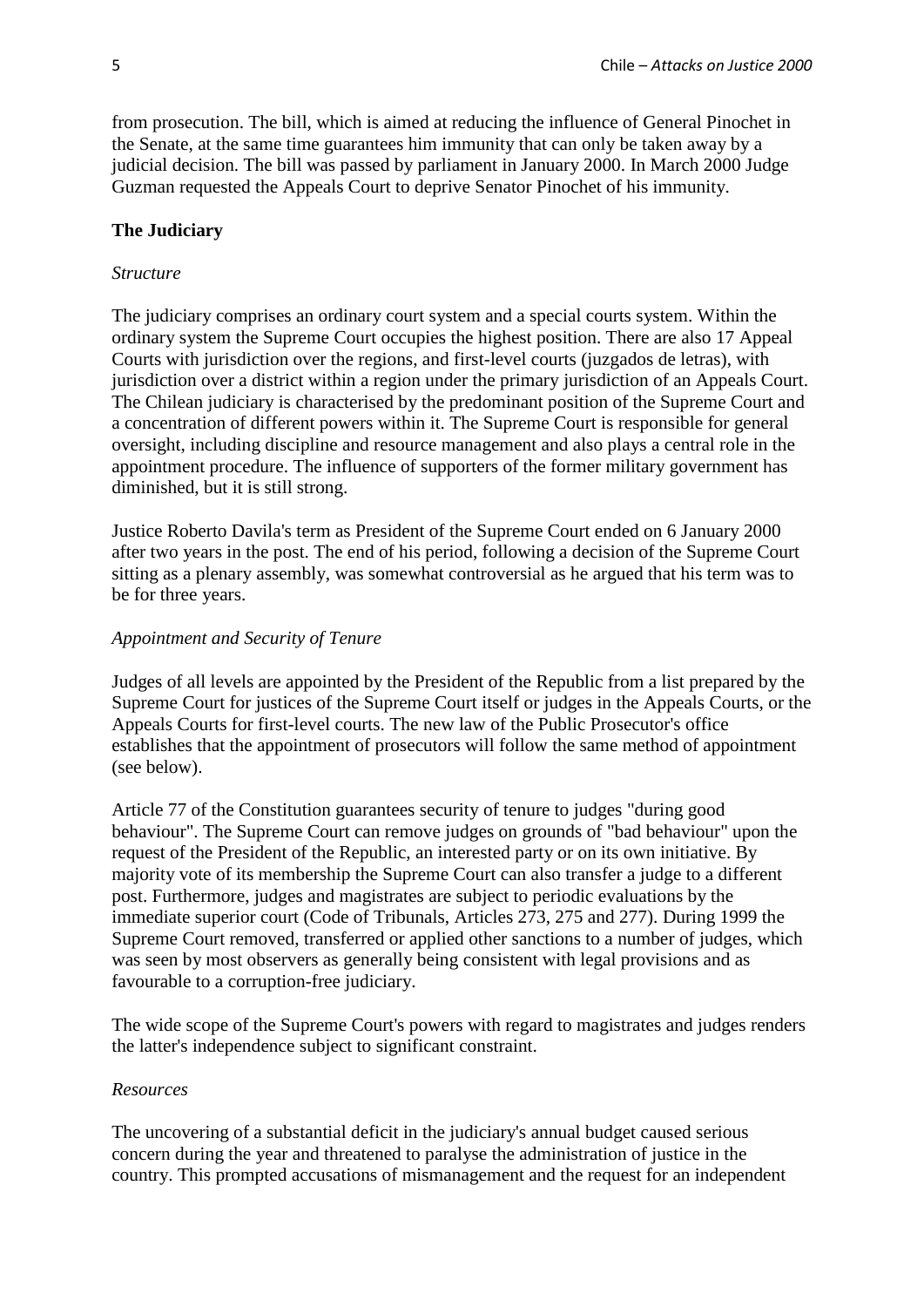from prosecution. The bill, which is aimed at reducing the influence of General Pinochet in the Senate, at the same time guarantees him immunity that can only be taken away by a judicial decision. The bill was passed by parliament in January 2000. In March 2000 Judge Guzman requested the Appeals Court to deprive Senator Pinochet of his immunity.

**The Judiciary**

*Structure*

The judiciary comprises an ordinary court system and a special courts system. Within the ordinary system the Supreme Court occupies the highest position. There are also 17 Appeal Courts with jurisdiction over the regions, and first-level courts (juzgados de letras), with jurisdiction over a district within a region under the primary jurisdiction of an Appeals Court. The Chilean judiciary is characterised by the predominant position of the Supreme Court and a concentration of different powers within it. The Supreme Court is responsible for general oversight, including discipline and resource management and also plays a central role in the appointment procedure. The influence of supporters of the former military government has diminished, but it is still strong.

Justice Roberto Davila's term as President of the Supreme Court ended on 6 January 2000 after two years in the post. The end of his period, following a decision of the Supreme Court sitting as a plenary assembly, was somewhat controversial as he argued that his term was to be for three years.

*Appointment and Security of Tenure*

Judges of all levels are appointed by the President of the Republic from a list prepared by the Supreme Court for justices of the Supreme Court itself or judges in the Appeals Courts, or the Appeals Courts for first-level courts. The new law of the Public Prosecutor's office establishes that the appointment of prosecutors will follow the same method of appointment (see below).

Article 77 of the Constitution guarantees security of tenure to judges "during good behaviour". The Supreme Court can remove judges on grounds of "bad behaviour" upon the request of the President of the Republic, an interested party or on its own initiative. By majority vote of its membership the Supreme Court can also transfer a judge to a different post. Furthermore, judges and magistrates are subject to periodic evaluations by the immediate superior court (Code of Tribunals, Articles 273, 275 and 277). During 1999 the Supreme Court removed, transferred or applied other sanctions to a number of judges, which was seen by most observers as generally being consistent with legal provisions and as favourable to a corruption-free judiciary.

The wide scope of the Supreme Court's powers with regard to magistrates and judges renders the latter's independence subject to significant constraint.

*Resources*

The uncovering of a substantial deficit in the judiciary's annual budget caused serious concern during the year and threatened to paralyse the administration of justice in the country. This prompted accusations of mismanagement and the request for an independent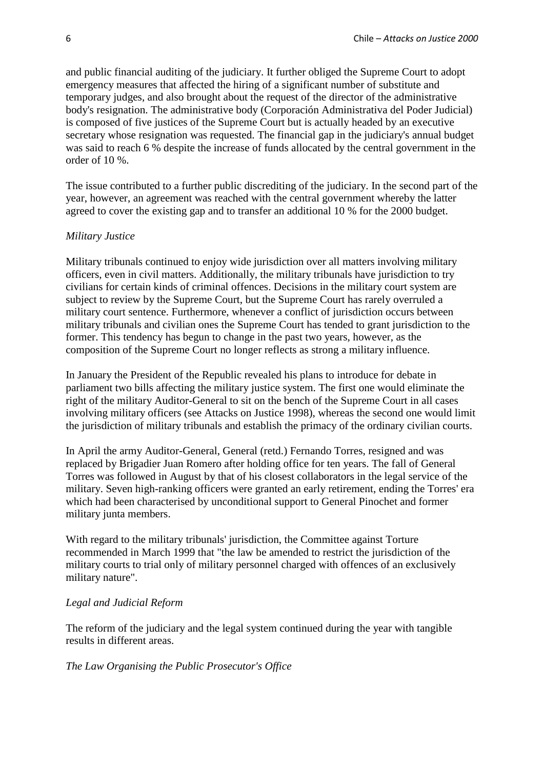and public financial auditing of the judiciary. It further obliged the Supreme Court to adopt emergency measures that affected the hiring of a significant number of substitute and temporary judges, and also brought about the request of the director of the administrative body's resignation. The administrative body (Corporación Administrativa del Poder Judicial) is composed of five justices of the Supreme Court but is actually headed by an executive secretary whose resignation was requested. The financial gap in the judiciary's annual budget was said to reach 6 % despite the increase of funds allocated by the central government in the order of 10 %.

The issue contributed to a further public discrediting of the judiciary. In the second part of the year, however, an agreement was reached with the central government whereby the latter agreed to cover the existing gap and to transfer an additional 10 % for the 2000 budget.

*Military Justice*

Military tribunals continued to enjoy wide jurisdiction over all matters involving military officers, even in civil matters. Additionally, the military tribunals have jurisdiction to try civilians for certain kinds of criminal offences. Decisions in the military court system are subject to review by the Supreme Court, but the Supreme Court has rarely overruled a military court sentence. Furthermore, whenever a conflict of jurisdiction occurs between military tribunals and civilian ones the Supreme Court has tended to grant jurisdiction to the former. This tendency has begun to change in the past two years, however, as the composition of the Supreme Court no longer reflects as strong a military influence.

In January the President of the Republic revealed his plans to introduce for debate in parliament two bills affecting the military justice system. The first one would eliminate the right of the military Auditor-General to sit on the bench of the Supreme Court in all cases involving military officers (see Attacks on Justice 1998), whereas the second one would limit the jurisdiction of military tribunals and establish the primacy of the ordinary civilian courts.

In April the army Auditor-General, General (retd.) Fernando Torres, resigned and was replaced by Brigadier Juan Romero after holding office for ten years. The fall of General Torres was followed in August by that of his closest collaborators in the legal service of the military. Seven high-ranking officers were granted an early retirement, ending the Torres' era which had been characterised by unconditional support to General Pinochet and former military junta members.

With regard to the military tribunals' jurisdiction, the Committee against Torture recommended in March 1999 that "the law be amended to restrict the jurisdiction of the military courts to trial only of military personnel charged with offences of an exclusively military nature".

*Legal and Judicial Reform*

The reform of the judiciary and the legal system continued during the year with tangible results in different areas.

*The Law Organising the Public Prosecutor's Office*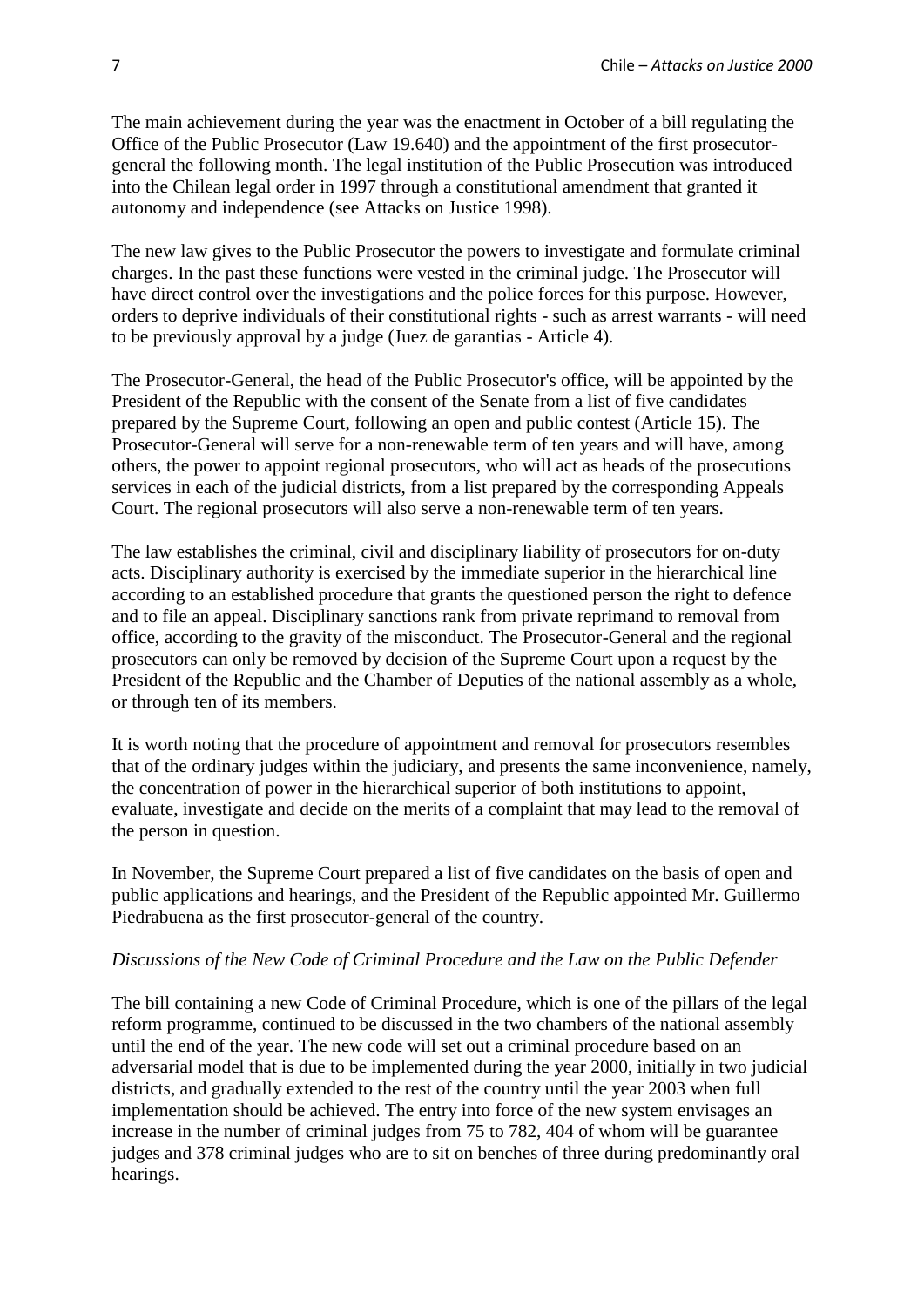The main achievement during the year was the enactment in October of a bill regulating the Office of the Public Prosecutor (Law 19.640) and the appointment of the first prosecutor-general the following month. The legal institution of the Public Prosecution was introduced into the Chilean legal order in 1997 through a constitutional amendment that granted it autonomy and independence (see Attacks on Justice 1998).

The new law gives to the Public Prosecutor the powers to investigate and formulate criminal charges. In the past these functions were vested in the criminal judge. The Prosecutor will have direct control over the investigations and the police forces for this purpose. However, orders to deprive individuals of their constitutional rights - such as arrest warrants - will need to be previously approval by a judge (Juez de garantias - Article 4).

The Prosecutor-General, the head of the Public Prosecutor's office, will be appointed by the President of the Republic with the consent of the Senate from a list of five candidates prepared by the Supreme Court, following an open and public contest (Article 15). The Prosecutor-General will serve for a non-renewable term of ten years and will have, among others, the power to appoint regional prosecutors, who will act as heads of the prosecutions services in each of the judicial districts, from a list prepared by the corresponding Appeals Court. The regional prosecutors will also serve a non-renewable term of ten years.

The law establishes the criminal, civil and disciplinary liability of prosecutors for on-duty acts. Disciplinary authority is exercised by the immediate superior in the hierarchical line according to an established procedure that grants the questioned person the right to defence and to file an appeal. Disciplinary sanctions rank from private reprimand to removal from office, according to the gravity of the misconduct. The Prosecutor-General and the regional prosecutors can only be removed by decision of the Supreme Court upon a request by the President of the Republic and the Chamber of Deputies of the national assembly as a whole, or through ten of its members.

It is worth noting that the procedure of appointment and removal for prosecutors resembles that of the ordinary judges within the judiciary, and presents the same inconvenience, namely, the concentration of power in the hierarchical superior of both institutions to appoint, evaluate, investigate and decide on the merits of a complaint that may lead to the removal of the person in question.

In November, the Supreme Court prepared a list of five candidates on the basis of open and public applications and hearings, and the President of the Republic appointed Mr. Guillermo Piedrabuena as the first prosecutor-general of the country.

*Discussions of the New Code of Criminal Procedure and the Law on the Public Defender*

The bill containing a new Code of Criminal Procedure, which is one of the pillars of the legal reform programme, continued to be discussed in the two chambers of the national assembly until the end of the year. The new code will set out a criminal procedure based on an adversarial model that is due to be implemented during the year 2000, initially in two judicial districts, and gradually extended to the rest of the country until the year 2003 when full implementation should be achieved. The entry into force of the new system envisages an increase in the number of criminal judges from 75 to 782, 404 of whom will be guarantee judges and 378 criminal judges who are to sit on benches of three during predominantly oral hearings.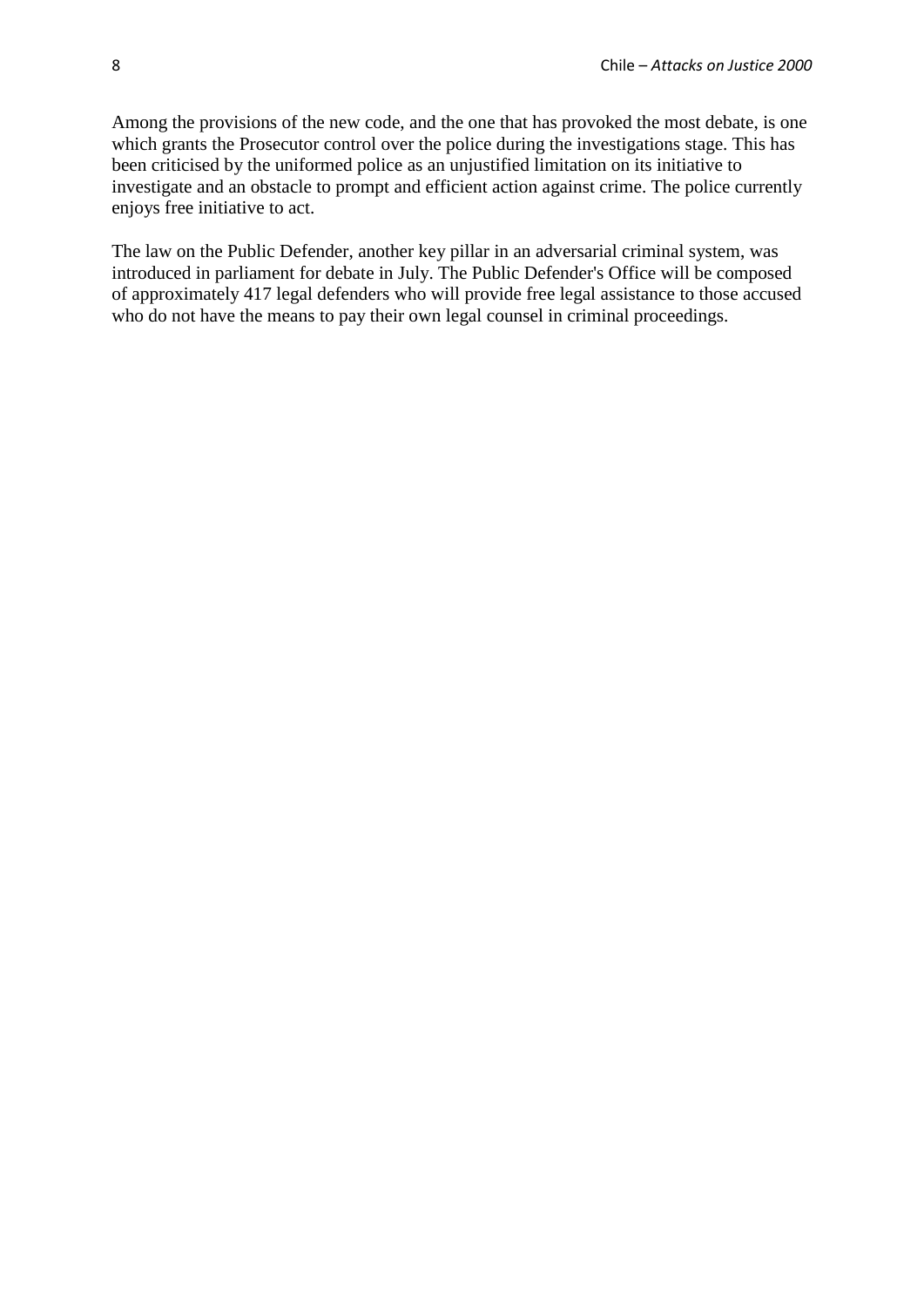Among the provisions of the new code, and the one that has provoked the most debate, is one which grants the Prosecutor control over the police during the investigations stage. This has been criticised by the uniformed police as an unjustified limitation on its initiative to investigate and an obstacle to prompt and efficient action against crime. The police currently enjoys free initiative to act.

The law on the Public Defender, another key pillar in an adversarial criminal system, was introduced in parliament for debate in July. The Public Defender's Office will be composed of approximately 417 legal defenders who will provide free legal assistance to those accused who do not have the means to pay their own legal counsel in criminal proceedings.